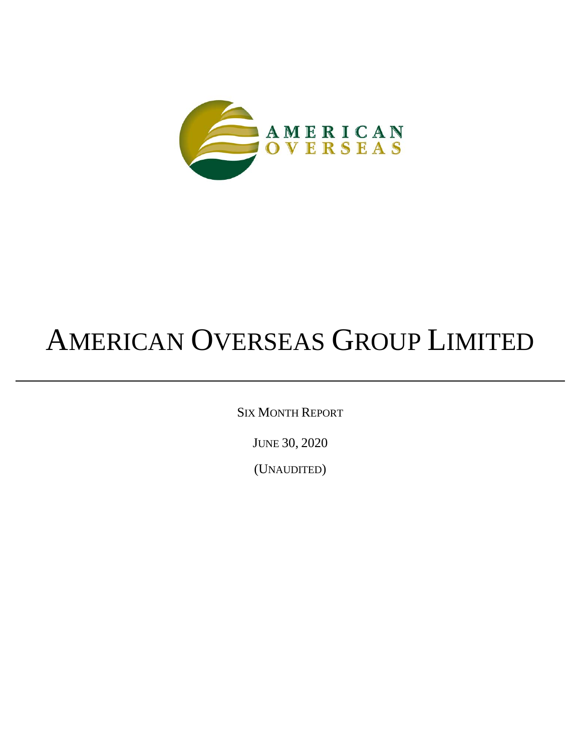AMERICAN
OVERSEAS

# AMERICAN OVERSEAS GROUP LIMITED

---

SIX MONTH REPORT

JUNE 30, 2020

(UNAUDITED)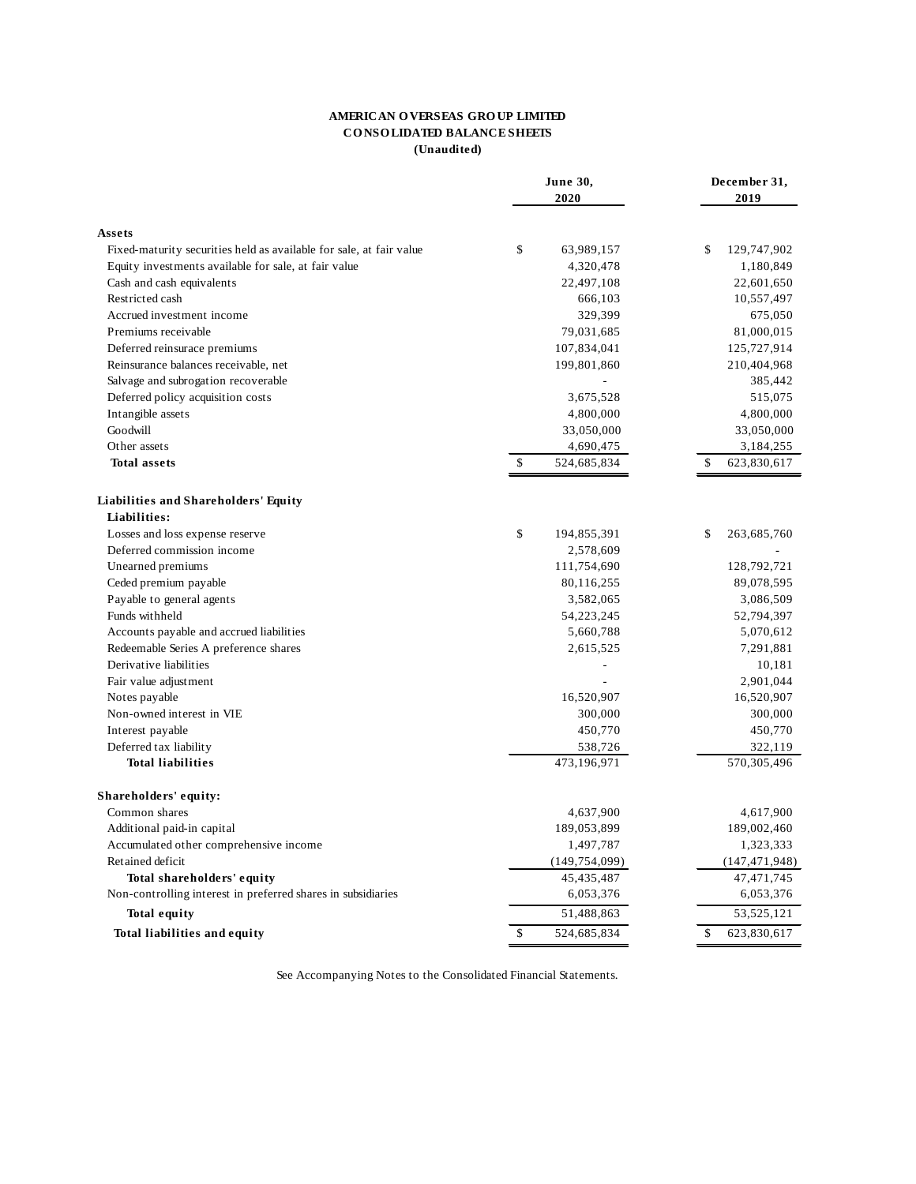**AMERICAN OVERSEAS GROUP LIMITED**
**CONSOLIDATED BALANCE SHEETS**
**(Unaudited)**

| | June 30, 2020 | December 31, 2019 |
|---|---|---|
| **Assets** | | |
| Fixed-maturity securities held as available for sale, at fair value | $ 63,989,157 | $ 129,747,902 |
| Equity investments available for sale, at fair value | 4,320,478 | 1,180,849 |
| Cash and cash equivalents | 22,497,108 | 22,601,650 |
| Restricted cash | 666,103 | 10,557,497 |
| Accrued investment income | 329,399 | 675,050 |
| Premiums receivable | 79,031,685 | 81,000,015 |
| Deferred reinsurace premiums | 107,834,041 | 125,727,914 |
| Reinsurance balances receivable, net | 199,801,860 | 210,404,968 |
| Salvage and subrogation recoverable | - | 385,442 |
| Deferred policy acquisition costs | 3,675,528 | 515,075 |
| Intangible assets | 4,800,000 | 4,800,000 |
| Goodwill | 33,050,000 | 33,050,000 |
| Other assets | 4,690,475 | 3,184,255 |
| **Total assets** | $ 524,685,834 | $ 623,830,617 |
| | | |
| **Liabilities and Shareholders' Equity** | | |
| **Liabilities:** | | |
| Losses and loss expense reserve | $ 194,855,391 | $ 263,685,760 |
| Deferred commission income | 2,578,609 | - |
| Unearned premiums | 111,754,690 | 128,792,721 |
| Ceded premium payable | 80,116,255 | 89,078,595 |
| Payable to general agents | 3,582,065 | 3,086,509 |
| Funds withheld | 54,223,245 | 52,794,397 |
| Accounts payable and accrued liabilities | 5,660,788 | 5,070,612 |
| Redeemable Series A preference shares | 2,615,525 | 7,291,881 |
| Derivative liabilities | - | 10,181 |
| Fair value adjustment | - | 2,901,044 |
| Notes payable | 16,520,907 | 16,520,907 |
| Non-owned interest in VIE | 300,000 | 300,000 |
| Interest payable | 450,770 | 450,770 |
| Deferred tax liability | 538,726 | 322,119 |
| **Total liabilities** | 473,196,971 | 570,305,496 |
| | | |
| **Shareholders' equity:** | | |
| Common shares | 4,637,900 | 4,617,900 |
| Additional paid-in capital | 189,053,899 | 189,002,460 |
| Accumulated other comprehensive income | 1,497,787 | 1,323,333 |
| Retained deficit | (149,754,099) | (147,471,948) |
| **Total shareholders' equity** | 45,435,487 | 47,471,745 |
| Non-controlling interest in preferred shares in subsidiaries | 6,053,376 | 6,053,376 |
| **Total equity** | 51,488,863 | 53,525,121 |
| **Total liabilities and equity** | $ 524,685,834 | $ 623,830,617 |

See Accompanying Notes to the Consolidated Financial Statements.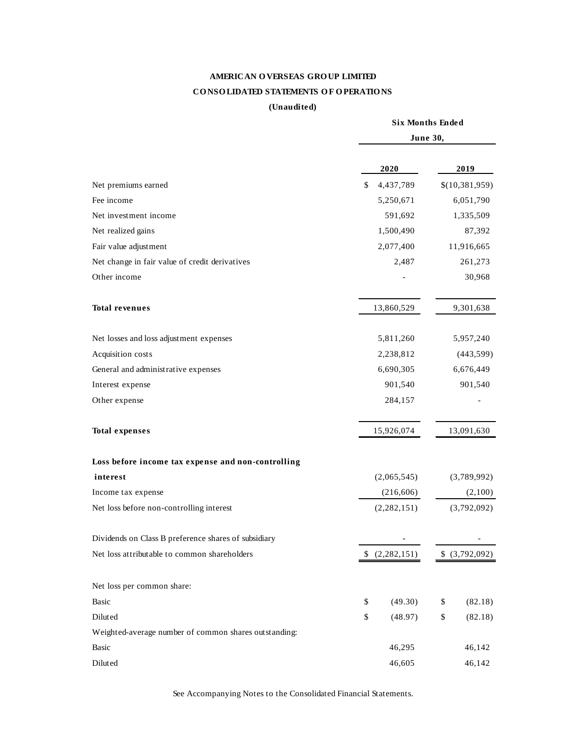# AMERICAN OVERSEAS GROUP LIMITED

## CONSOLIDATED STATEMENTS OF OPERATIONS

**(Unaudited)**

| | Six Months Ended June 30, | |
|---|---|---|
| | **2020** | **2019** |
| Net premiums earned | $ 4,437,789 | $(10,381,959) |
| Fee income | 5,250,671 | 6,051,790 |
| Net investment income | 591,692 | 1,335,509 |
| Net realized gains | 1,500,490 | 87,392 |
| Fair value adjustment | 2,077,400 | 11,916,665 |
| Net change in fair value of credit derivatives | 2,487 | 261,273 |
| Other income | - | 30,968 |
| **Total revenues** | 13,860,529 | 9,301,638 |
| Net losses and loss adjustment expenses | 5,811,260 | 5,957,240 |
| Acquisition costs | 2,238,812 | (443,599) |
| General and administrative expenses | 6,690,305 | 6,676,449 |
| Interest expense | 901,540 | 901,540 |
| Other expense | 284,157 | - |
| **Total expenses** | 15,926,074 | 13,091,630 |
| **Loss before income tax expense and non-controlling interest** | (2,065,545) | (3,789,992) |
| Income tax expense | (216,606) | (2,100) |
| Net loss before non-controlling interest | (2,282,151) | (3,792,092) |
| Dividends on Class B preference shares of subsidiary | - | - |
| Net loss attributable to common shareholders | $ (2,282,151) | $ (3,792,092) |
| Net loss per common share: | | |
| Basic | $ (49.30) | $ (82.18) |
| Diluted | $ (48.97) | $ (82.18) |
| Weighted-average number of common shares outstanding: | | |
| Basic | 46,295 | 46,142 |
| Diluted | 46,605 | 46,142 |

See Accompanying Notes to the Consolidated Financial Statements.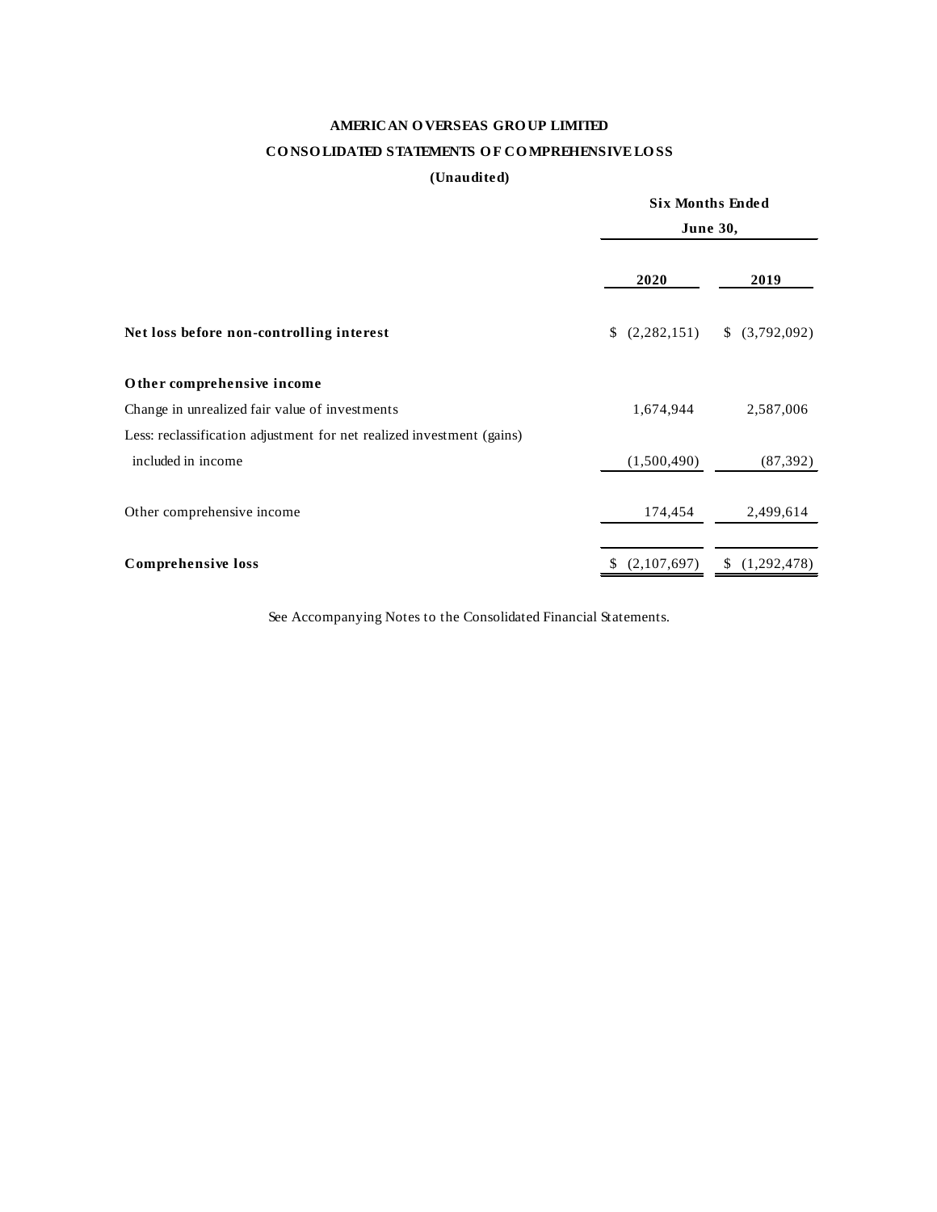**AMERICAN OVERSEAS GROUP LIMITED**

**CONSOLIDATED STATEMENTS OF COMPREHENSIVE LOSS**

**(Unaudited)**

| | Six Months Ended June 30, | |
|---|---|---|
| | **2020** | **2019** |
| **Net loss before non-controlling interest** | $ (2,282,151) | $ (3,792,092) |
| **Other comprehensive income** | | |
| Change in unrealized fair value of investments | 1,674,944 | 2,587,006 |
| Less: reclassification adjustment for net realized investment (gains) included in income | (1,500,490) | (87,392) |
| Other comprehensive income | 174,454 | 2,499,614 |
| **Comprehensive loss** | $ (2,107,697) | $ (1,292,478) |

See Accompanying Notes to the Consolidated Financial Statements.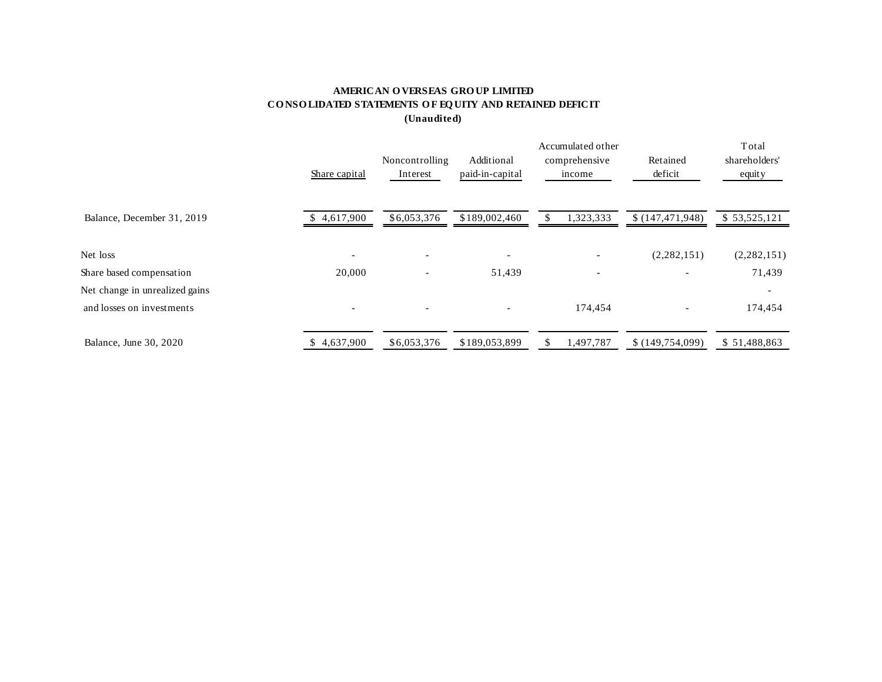**AMERICAN OVERSEAS GROUP LIMITED**
**CONSOLIDATED STATEMENTS OF EQUITY AND RETAINED DEFICIT**
**(Unaudited)**

| | Share capital | Noncontrolling Interest | Additional paid-in-capital | Accumulated other comprehensive income | Retained deficit | Total shareholders' equity |
|---|---|---|---|---|---|---|
| Balance, December 31, 2019 | $ 4,617,900 | $6,053,376 | $189,002,460 | $ 1,323,333 | $ (147,471,948) | $ 53,525,121 |
| Net loss | - | - | - | - | (2,282,151) | (2,282,151) |
| Share based compensation | 20,000 | - | 51,439 | - | - | 71,439 |
| Net change in unrealized gains | | | | | | - |
| and losses on investments | - | - | - | 174,454 | - | 174,454 |
| Balance, June 30, 2020 | $ 4,637,900 | $6,053,376 | $189,053,899 | $ 1,497,787 | $ (149,754,099) | $ 51,488,863 |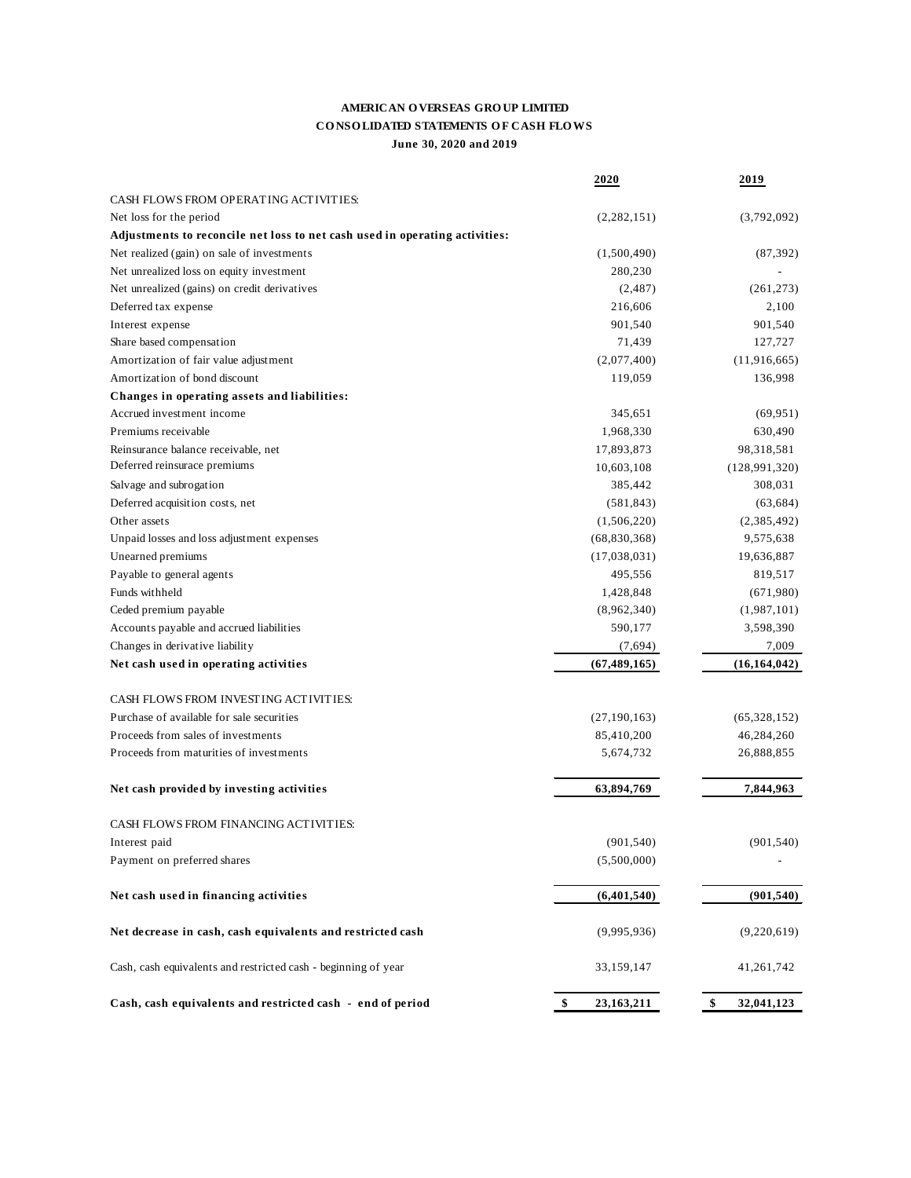**AMERICAN OVERSEAS GROUP LIMITED**

**CONSOLIDATED STATEMENTS OF CASH FLOWS**

**June 30, 2020 and 2019**

| | 2020 | 2019 |
|---|---|---|
| CASH FLOWS FROM OPERATING ACTIVITIES: | | |
| Net loss for the period | (2,282,151) | (3,792,092) |
| **Adjustments to reconcile net loss to net cash used in operating activities:** | | |
| Net realized (gain) on sale of investments | (1,500,490) | (87,392) |
| Net unrealized loss on equity investment | 280,230 | - |
| Net unrealized (gains) on credit derivatives | (2,487) | (261,273) |
| Deferred tax expense | 216,606 | 2,100 |
| Interest expense | 901,540 | 901,540 |
| Share based compensation | 71,439 | 127,727 |
| Amortization of fair value adjustment | (2,077,400) | (11,916,665) |
| Amortization of bond discount | 119,059 | 136,998 |
| **Changes in operating assets and liabilities:** | | |
| Accrued investment income | 345,651 | (69,951) |
| Premiums receivable | 1,968,330 | 630,490 |
| Reinsurance balance receivable, net | 17,893,873 | 98,318,581 |
| Deferred reinsurace premiums | 10,603,108 | (128,991,320) |
| Salvage and subrogation | 385,442 | 308,031 |
| Deferred acquisition costs, net | (581,843) | (63,684) |
| Other assets | (1,506,220) | (2,385,492) |
| Unpaid losses and loss adjustment expenses | (68,830,368) | 9,575,638 |
| Unearned premiums | (17,038,031) | 19,636,887 |
| Payable to general agents | 495,556 | 819,517 |
| Funds withheld | 1,428,848 | (671,980) |
| Ceded premium payable | (8,962,340) | (1,987,101) |
| Accounts payable and accrued liabilities | 590,177 | 3,598,390 |
| Changes in derivative liability | (7,694) | 7,009 |
| **Net cash used in operating activities** | **(67,489,165)** | **(16,164,042)** |
| CASH FLOWS FROM INVESTING ACTIVITIES: | | |
| Purchase of available for sale securities | (27,190,163) | (65,328,152) |
| Proceeds from sales of investments | 85,410,200 | 46,284,260 |
| Proceeds from maturities of investments | 5,674,732 | 26,888,855 |
| **Net cash provided by investing activities** | **63,894,769** | **7,844,963** |
| CASH FLOWS FROM FINANCING ACTIVITIES: | | |
| Interest paid | (901,540) | (901,540) |
| Payment on preferred shares | (5,500,000) | - |
| **Net cash used in financing activities** | **(6,401,540)** | **(901,540)** |
| **Net decrease in cash, cash equivalents and restricted cash** | (9,995,936) | (9,220,619) |
| Cash, cash equivalents and restricted cash - beginning of year | 33,159,147 | 41,261,742 |
| **Cash, cash equivalents and restricted cash - end of period** | **$ 23,163,211** | **$ 32,041,123** |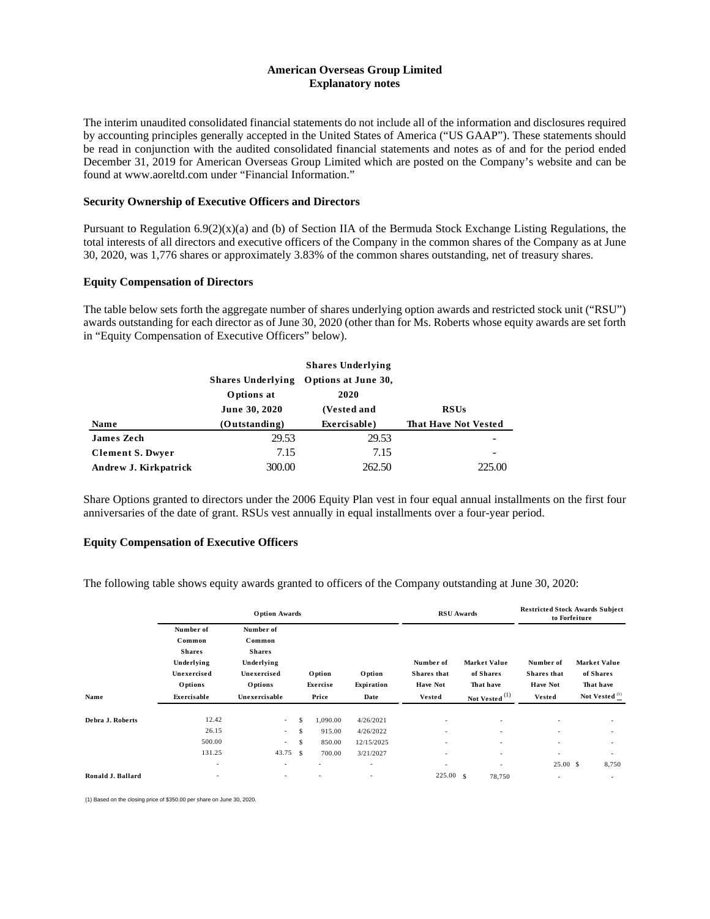# American Overseas Group Limited
## Explanatory notes

The interim unaudited consolidated financial statements do not include all of the information and disclosures required by accounting principles generally accepted in the United States of America ("US GAAP"). These statements should be read in conjunction with the audited consolidated financial statements and notes as of and for the period ended December 31, 2019 for American Overseas Group Limited which are posted on the Company's website and can be found at www.aoreltd.com under "Financial Information."

### Security Ownership of Executive Officers and Directors

Pursuant to Regulation 6.9(2)(x)(a) and (b) of Section IIA of the Bermuda Stock Exchange Listing Regulations, the total interests of all directors and executive officers of the Company in the common shares of the Company as at June 30, 2020, was 1,776 shares or approximately 3.83% of the common shares outstanding, net of treasury shares.

### Equity Compensation of Directors

The table below sets forth the aggregate number of shares underlying option awards and restricted stock unit ("RSU") awards outstanding for each director as of June 30, 2020 (other than for Ms. Roberts whose equity awards are set forth in "Equity Compensation of Executive Officers" below).

| Name | Shares Underlying Options at June 30, 2020 (Outstanding) | Shares Underlying Options at June 30, 2020 (Vested and Exercisable) | RSUs That Have Not Vested |
|---|---|---|---|
| **James Zech** | 29.53 | 29.53 | - |
| **Clement S. Dwyer** | 7.15 | 7.15 | - |
| **Andrew J. Kirkpatrick** | 300.00 | 262.50 | 225.00 |

Share Options granted to directors under the 2006 Equity Plan vest in four equal annual installments on the first four anniversaries of the date of grant. RSUs vest annually in equal installments over a four-year period.

### Equity Compensation of Executive Officers

The following table shows equity awards granted to officers of the Company outstanding at June 30, 2020:

| | Option Awards | | | | RSU Awards | | Restricted Stock Awards Subject to Forfeiture | |
|---|---|---|---|---|---|---|---|---|
| Name | Number of Common Shares Underlying Unexercised Options Exercisable | Number of Common Shares Underlying Unexercised Options Unexercisable | Option Exercise Price | Option Expiration Date | Number of Shares that Have Not Vested | Market Value of Shares That have Not Vested (1) | Number of Shares that Have Not Vested | Market Value of Shares That have Not Vested (1) |
| **Debra J. Roberts** | 12.42 | - | $ 1,090.00 | 4/26/2021 | - | - | - | - |
| | 26.15 | - | $ 915.00 | 4/26/2022 | - | - | - | - |
| | 500.00 | - | $ 850.00 | 12/15/2025 | - | - | - | - |
| | 131.25 | 43.75 | $ 700.00 | 3/21/2027 | - | - | - | - |
| | - | - | - | - | - | - | 25.00 | $ 8,750 |
| **Ronald J. Ballard** | - | - | - | - | 225.00 | $ 78,750 | - | - |

(1) Based on the closing price of $350.00 per share on June 30, 2020.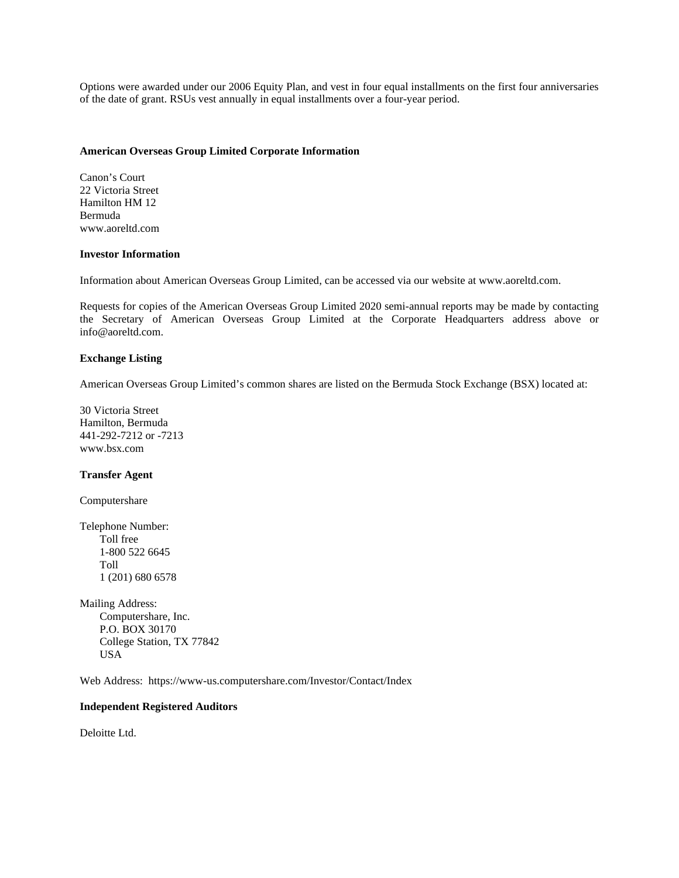Options were awarded under our 2006 Equity Plan, and vest in four equal installments on the first four anniversaries of the date of grant. RSUs vest annually in equal installments over a four-year period.

**American Overseas Group Limited Corporate Information**

Canon's Court
22 Victoria Street
Hamilton HM 12
Bermuda
www.aoreltd.com

**Investor Information**

Information about American Overseas Group Limited, can be accessed via our website at www.aoreltd.com.

Requests for copies of the American Overseas Group Limited 2020 semi-annual reports may be made by contacting the Secretary of American Overseas Group Limited at the Corporate Headquarters address above or info@aoreltd.com.

**Exchange Listing**

American Overseas Group Limited's common shares are listed on the Bermuda Stock Exchange (BSX) located at:

30 Victoria Street
Hamilton, Bermuda
441-292-7212 or -7213
www.bsx.com

**Transfer Agent**

Computershare

Telephone Number:
Toll free
1-800 522 6645
Toll
1 (201) 680 6578

Mailing Address:
Computershare, Inc.
P.O. BOX 30170
College Station, TX 77842
USA

Web Address: https://www-us.computershare.com/Investor/Contact/Index

**Independent Registered Auditors**

Deloitte Ltd.